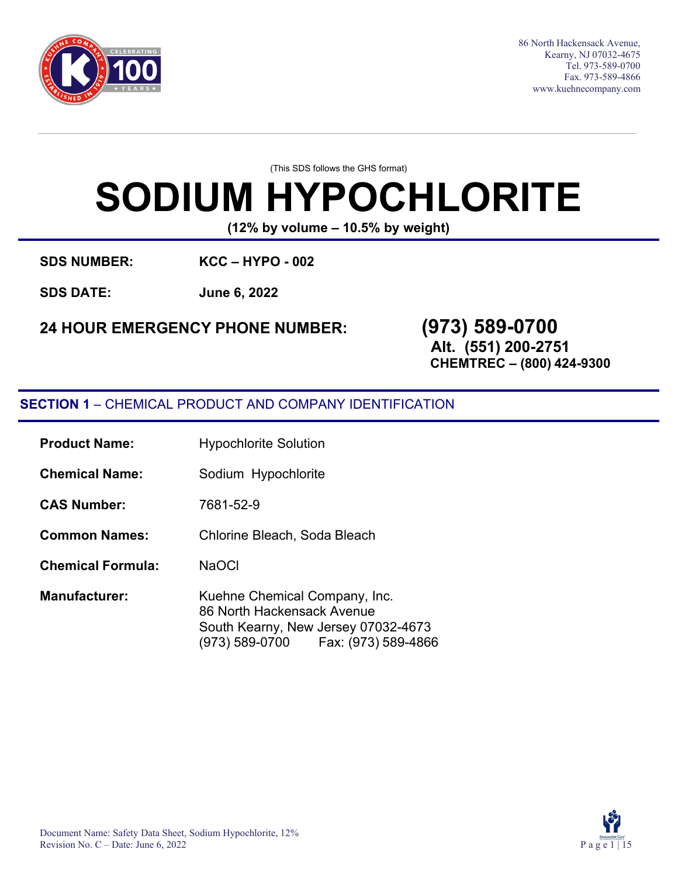86 North Hackensack Avenue,
Kearny, NJ 07032-4675
Tel. 973-589-0700
Fax. 973-589-4866
www.kuehnecompany.com

(This SDS follows the GHS format)

# SODIUM HYPOCHLORITE

**(12% by volume – 10.5% by weight)**

**SDS NUMBER:** **KCC – HYPO - 002**

**SDS DATE:** **June 6, 2022**

**24 HOUR EMERGENCY PHONE NUMBER:** **(973) 589-0700**
**Alt. (551) 200-2751**
**CHEMTREC – (800) 424-9300**

## SECTION 1 – CHEMICAL PRODUCT AND COMPANY IDENTIFICATION

**Product Name:** Hypochlorite Solution

**Chemical Name:** Sodium Hypochlorite

**CAS Number:** 7681-52-9

**Common Names:** Chlorine Bleach, Soda Bleach

**Chemical Formula:** $NaOCl$

**Manufacturer:** Kuehne Chemical Company, Inc.
86 North Hackensack Avenue
South Kearny, New Jersey 07032-4673
(973) 589-0700 Fax: (973) 589-4866

Document Name: Safety Data Sheet, Sodium Hypochlorite, 12%
Revision No. C – Date: June 6, 2022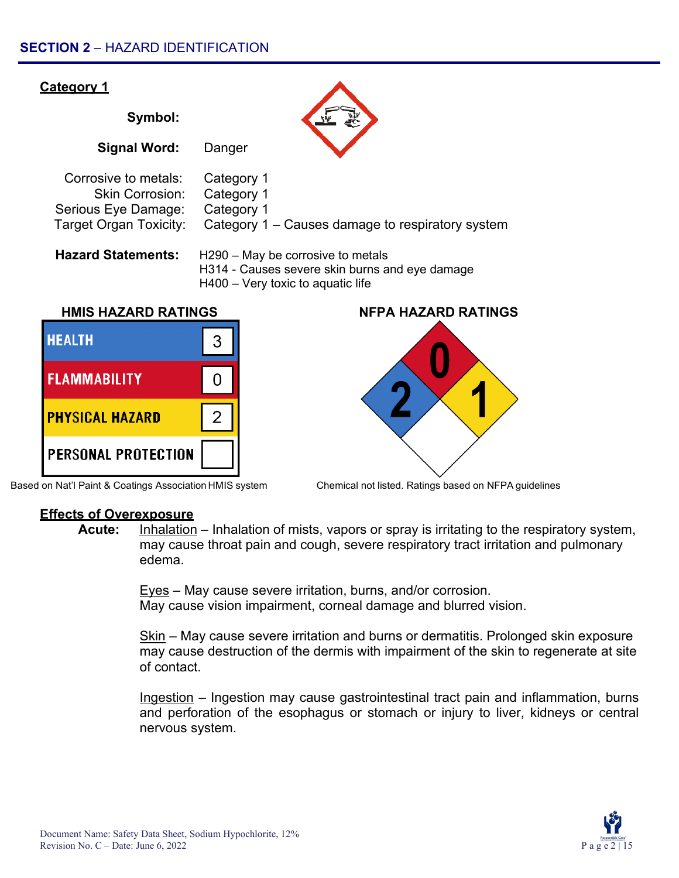## SECTION 2 – HAZARD IDENTIFICATION

**Category 1**

**Symbol:**

**Signal Word:** Danger

Corrosive to metals: Category 1
Skin Corrosion: Category 1
Serious Eye Damage: Category 1
Target Organ Toxicity: Category 1 – Causes damage to respiratory system

**Hazard Statements:**
H290 – May be corrosive to metals
H314 - Causes severe skin burns and eye damage
H400 – Very toxic to aquatic life

**HMIS HAZARD RATINGS**

| HEALTH | 3 |
|---|---|
| FLAMMABILITY | 0 |
| PHYSICAL HAZARD | 2 |
| PERSONAL PROTECTION | |

Based on Nat'l Paint & Coatings Association HMIS system

**NFPA HAZARD RATINGS**

Health: 2
Flammability: 0
Instability: 1
Special: (blank)

Chemical not listed. Ratings based on NFPA guidelines

**Effects of Overexposure**

**Acute:** Inhalation – Inhalation of mists, vapors or spray is irritating to the respiratory system, may cause throat pain and cough, severe respiratory tract irritation and pulmonary edema.

Eyes – May cause severe irritation, burns, and/or corrosion. May cause vision impairment, corneal damage and blurred vision.

Skin – May cause severe irritation and burns or dermatitis. Prolonged skin exposure may cause destruction of the dermis with impairment of the skin to regenerate at site of contact.

Ingestion – Ingestion may cause gastrointestinal tract pain and inflammation, burns and perforation of the esophagus or stomach or injury to liver, kidneys or central nervous system.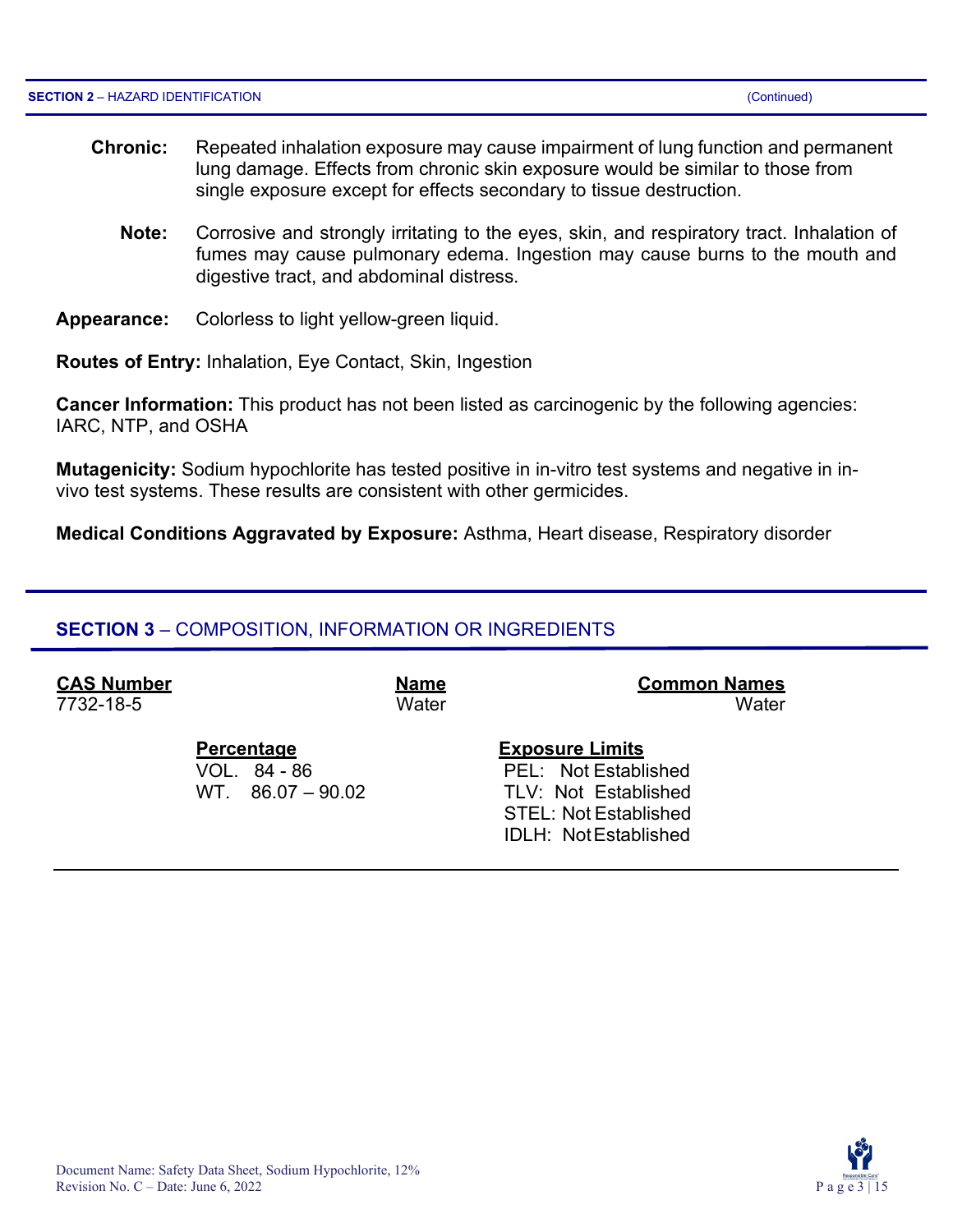**SECTION 2** – HAZARD IDENTIFICATION (Continued)

**Chronic:** Repeated inhalation exposure may cause impairment of lung function and permanent lung damage. Effects from chronic skin exposure would be similar to those from single exposure except for effects secondary to tissue destruction.

**Note:** Corrosive and strongly irritating to the eyes, skin, and respiratory tract. Inhalation of fumes may cause pulmonary edema. Ingestion may cause burns to the mouth and digestive tract, and abdominal distress.

**Appearance:** Colorless to light yellow-green liquid.

**Routes of Entry:** Inhalation, Eye Contact, Skin, Ingestion

**Cancer Information:** This product has not been listed as carcinogenic by the following agencies: IARC, NTP, and OSHA

**Mutagenicity:** Sodium hypochlorite has tested positive in in-vitro test systems and negative in in-vivo test systems. These results are consistent with other germicides.

**Medical Conditions Aggravated by Exposure:** Asthma, Heart disease, Respiratory disorder

## SECTION 3 – COMPOSITION, INFORMATION OR INGREDIENTS

| CAS Number | Name | Common Names |
|---|---|---|
| 7732-18-5 | Water | Water |

| Percentage | Exposure Limits |
|---|---|
| VOL. 84 - 86 | PEL: Not Established |
| WT. 86.07 – 90.02 | TLV: Not Established |
| | STEL: Not Established |
| | IDLH: Not Established |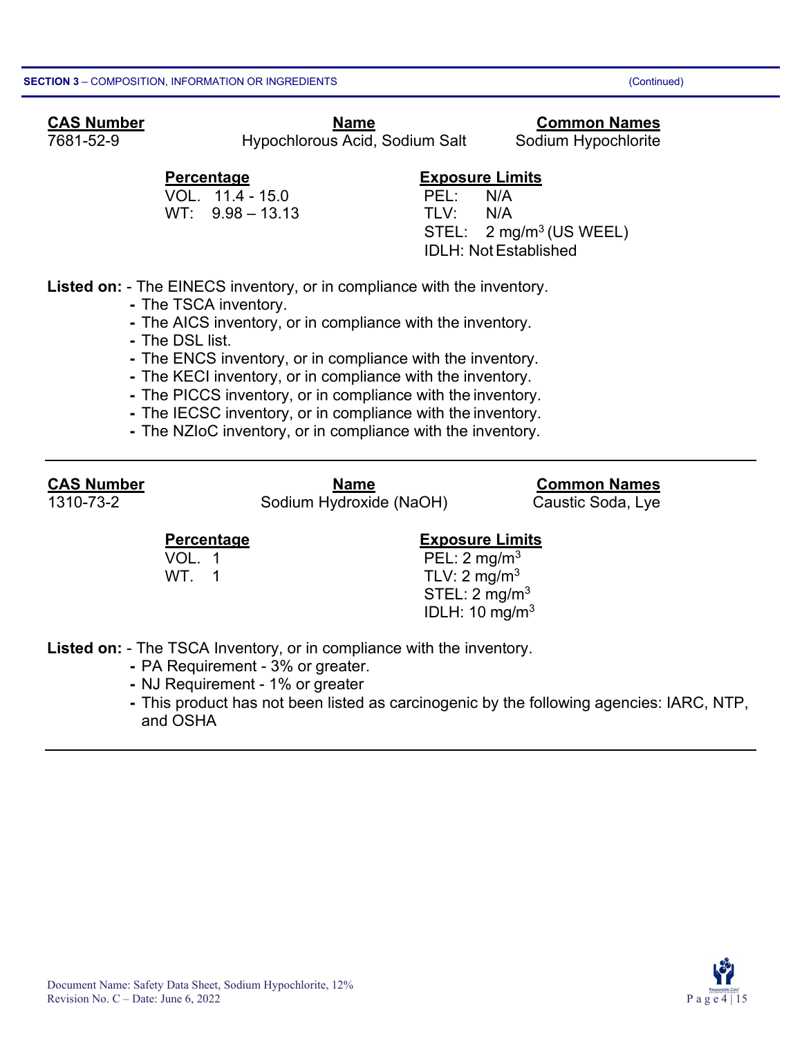**SECTION 3** – COMPOSITION, INFORMATION OR INGREDIENTS (Continued)

| **CAS Number** | **Name** | **Common Names** |
| --- | --- | --- |
| 7681-52-9 | Hypochlorous Acid, Sodium Salt | Sodium Hypochlorite |

| **Percentage** | **Exposure Limits** |
| --- | --- |
| VOL. 11.4 - 15.0 | PEL: N/A |
| WT: 9.98 – 13.13 | TLV: N/A |
| | STEL: 2 mg/m$^3$ (US WEEL) |
| | IDLH: Not Established |

**Listed on:** - The EINECS inventory, or in compliance with the inventory.
- The TSCA inventory.
- The AICS inventory, or in compliance with the inventory.
- The DSL list.
- The ENCS inventory, or in compliance with the inventory.
- The KECI inventory, or in compliance with the inventory.
- The PICCS inventory, or in compliance with the inventory.
- The IECSC inventory, or in compliance with the inventory.
- The NZIoC inventory, or in compliance with the inventory.

---

| **CAS Number** | **Name** | **Common Names** |
| --- | --- | --- |
| 1310-73-2 | Sodium Hydroxide (NaOH) | Caustic Soda, Lye |

| **Percentage** | **Exposure Limits** |
| --- | --- |
| VOL. 1 | PEL: 2 mg/m$^3$ |
| WT. 1 | TLV: 2 mg/m$^3$ |
| | STEL: 2 mg/m$^3$ |
| | IDLH: 10 mg/m$^3$ |

**Listed on:** - The TSCA Inventory, or in compliance with the inventory.
- PA Requirement - 3% or greater.
- NJ Requirement - 1% or greater
- This product has not been listed as carcinogenic by the following agencies: IARC, NTP, and OSHA

---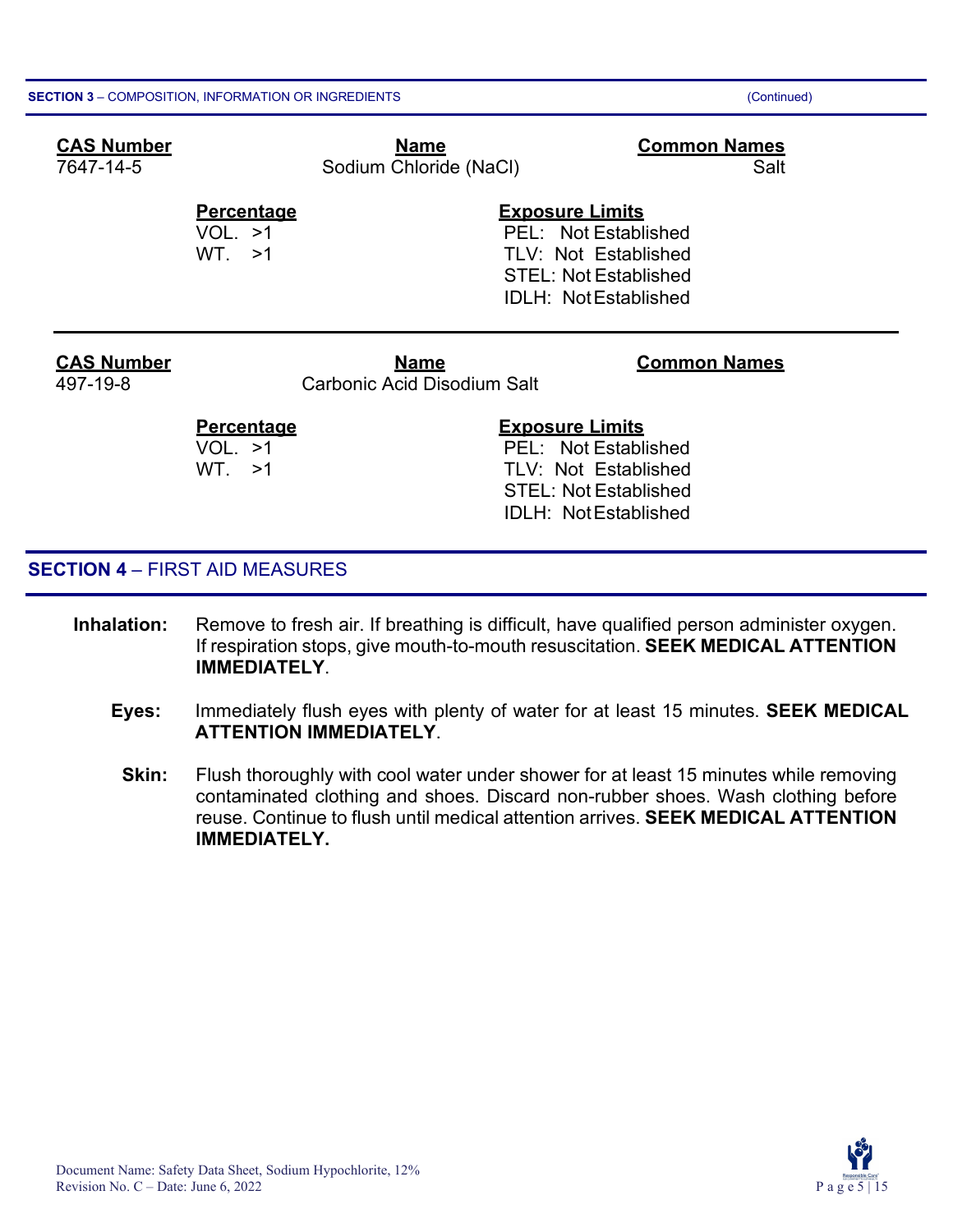**SECTION 3** – COMPOSITION, INFORMATION OR INGREDIENTS (Continued)

| CAS Number | Name | Common Names |
|---|---|---|
| 7647-14-5 | Sodium Chloride (NaCl) | Salt |

| Percentage | Exposure Limits |
|---|---|
| VOL. >1 | PEL: Not Established |
| WT. >1 | TLV: Not Established |
| | STEL: Not Established |
| | IDLH: Not Established |

---

| CAS Number | Name | Common Names |
|---|---|---|
| 497-19-8 | Carbonic Acid Disodium Salt | |

| Percentage | Exposure Limits |
|---|---|
| VOL. >1 | PEL: Not Established |
| WT. >1 | TLV: Not Established |
| | STEL: Not Established |
| | IDLH: Not Established |

## SECTION 4 – FIRST AID MEASURES

**Inhalation:** Remove to fresh air. If breathing is difficult, have qualified person administer oxygen. If respiration stops, give mouth-to-mouth resuscitation. **SEEK MEDICAL ATTENTION IMMEDIATELY**.

**Eyes:** Immediately flush eyes with plenty of water for at least 15 minutes. **SEEK MEDICAL ATTENTION IMMEDIATELY**.

**Skin:** Flush thoroughly with cool water under shower for at least 15 minutes while removing contaminated clothing and shoes. Discard non-rubber shoes. Wash clothing before reuse. Continue to flush until medical attention arrives. **SEEK MEDICAL ATTENTION IMMEDIATELY.**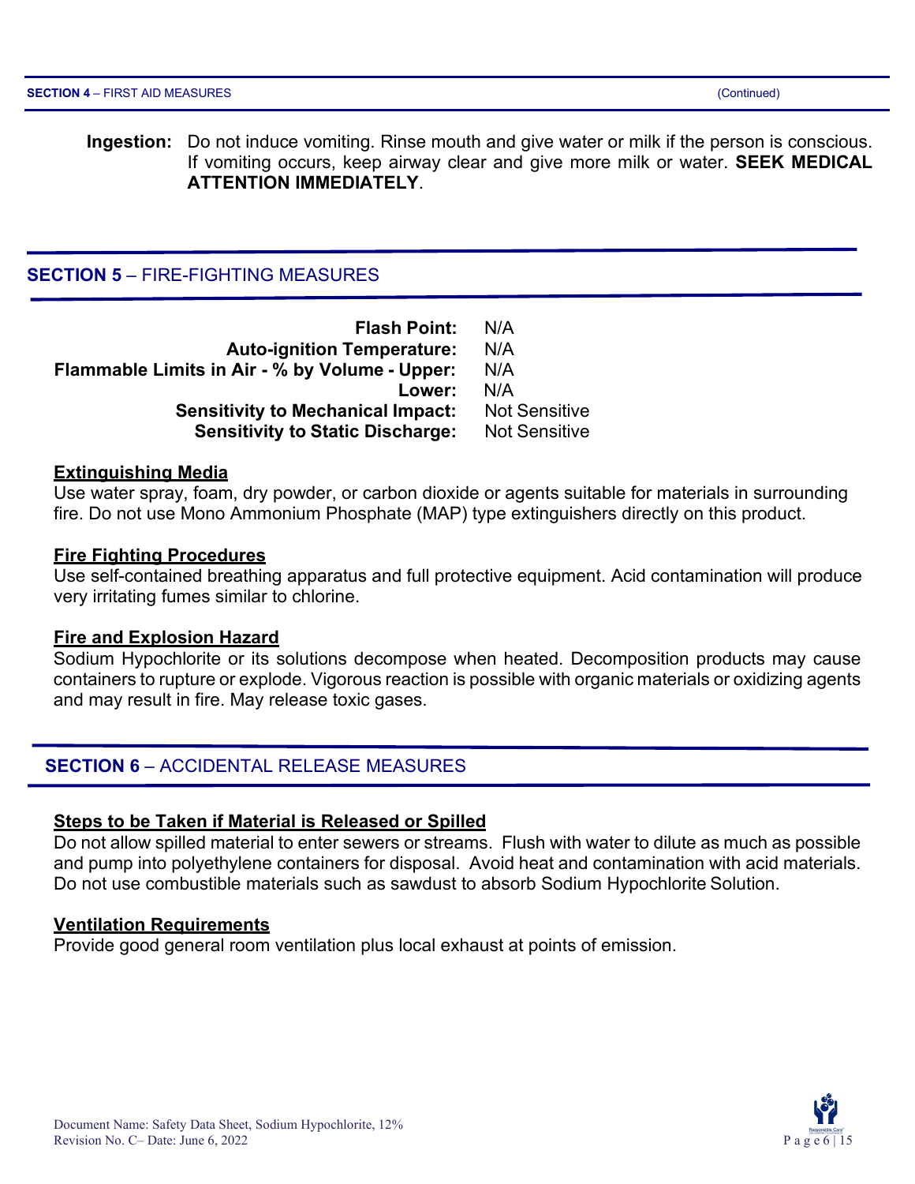**Ingestion:** Do not induce vomiting. Rinse mouth and give water or milk if the person is conscious. If vomiting occurs, keep airway clear and give more milk or water. **SEEK MEDICAL ATTENTION IMMEDIATELY**.

## SECTION 5 – FIRE-FIGHTING MEASURES

| | |
|---|---|
| **Flash Point:** | N/A |
| **Auto-ignition Temperature:** | N/A |
| **Flammable Limits in Air - % by Volume - Upper:** | N/A |
| **Lower:** | N/A |
| **Sensitivity to Mechanical Impact:** | Not Sensitive |
| **Sensitivity to Static Discharge:** | Not Sensitive |

### Extinguishing Media

Use water spray, foam, dry powder, or carbon dioxide or agents suitable for materials in surrounding fire. Do not use Mono Ammonium Phosphate (MAP) type extinguishers directly on this product.

### Fire Fighting Procedures

Use self-contained breathing apparatus and full protective equipment. Acid contamination will produce very irritating fumes similar to chlorine.

### Fire and Explosion Hazard

Sodium Hypochlorite or its solutions decompose when heated. Decomposition products may cause containers to rupture or explode. Vigorous reaction is possible with organic materials or oxidizing agents and may result in fire. May release toxic gases.

## SECTION 6 – ACCIDENTAL RELEASE MEASURES

### Steps to be Taken if Material is Released or Spilled

Do not allow spilled material to enter sewers or streams. Flush with water to dilute as much as possible and pump into polyethylene containers for disposal. Avoid heat and contamination with acid materials. Do not use combustible materials such as sawdust to absorb Sodium Hypochlorite Solution.

### Ventilation Requirements

Provide good general room ventilation plus local exhaust at points of emission.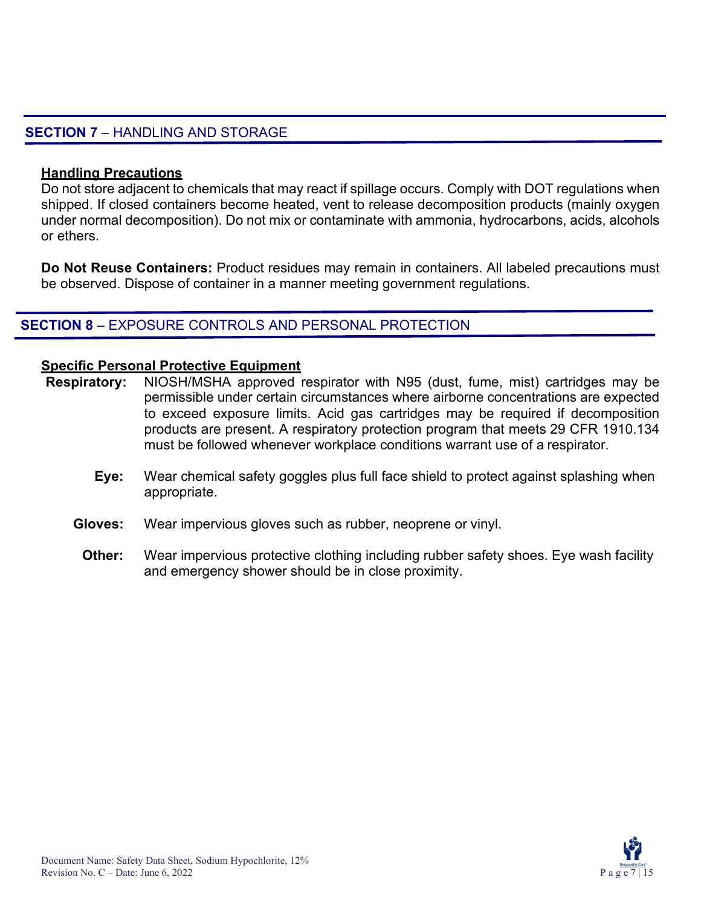## SECTION 7 – HANDLING AND STORAGE

**Handling Precautions**

Do not store adjacent to chemicals that may react if spillage occurs. Comply with DOT regulations when shipped. If closed containers become heated, vent to release decomposition products (mainly oxygen under normal decomposition). Do not mix or contaminate with ammonia, hydrocarbons, acids, alcohols or ethers.

**Do Not Reuse Containers:** Product residues may remain in containers. All labeled precautions must be observed. Dispose of container in a manner meeting government regulations.

## SECTION 8 – EXPOSURE CONTROLS AND PERSONAL PROTECTION

**Specific Personal Protective Equipment**

**Respiratory:** NIOSH/MSHA approved respirator with N95 (dust, fume, mist) cartridges may be permissible under certain circumstances where airborne concentrations are expected to exceed exposure limits. Acid gas cartridges may be required if decomposition products are present. A respiratory protection program that meets 29 CFR 1910.134 must be followed whenever workplace conditions warrant use of a respirator.

**Eye:** Wear chemical safety goggles plus full face shield to protect against splashing when appropriate.

**Gloves:** Wear impervious gloves such as rubber, neoprene or vinyl.

**Other:** Wear impervious protective clothing including rubber safety shoes. Eye wash facility and emergency shower should be in close proximity.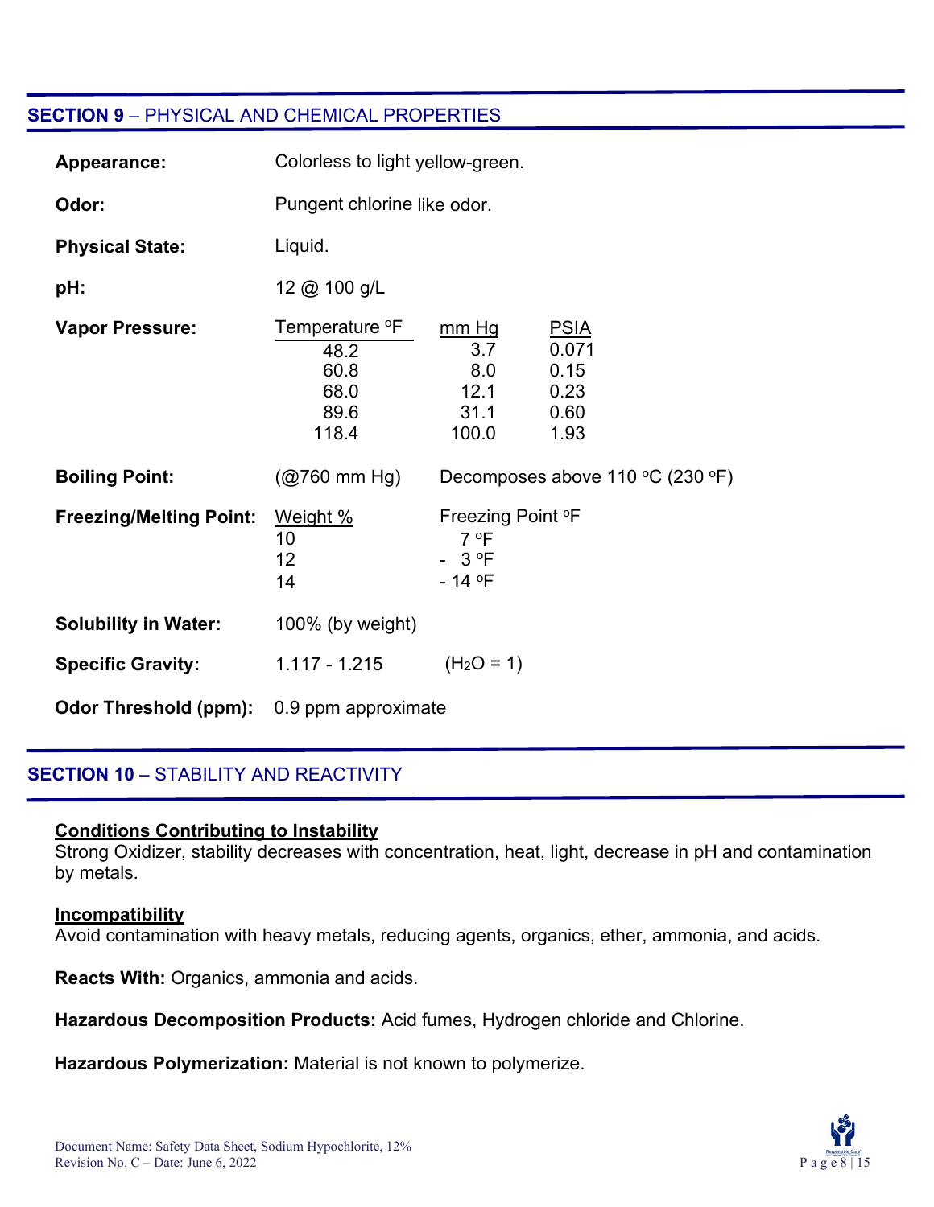## SECTION 9 – PHYSICAL AND CHEMICAL PROPERTIES

**Appearance:** Colorless to light yellow-green.

**Odor:** Pungent chlorine like odor.

**Physical State:** Liquid.

**pH:** 12 @ 100 g/L

**Vapor Pressure:**

| Temperature °F | mm Hg | PSIA |
|---|---|---|
| 48.2 | 3.7 | 0.071 |
| 60.8 | 8.0 | 0.15 |
| 68.0 | 12.1 | 0.23 |
| 89.6 | 31.1 | 0.60 |
| 118.4 | 100.0 | 1.93 |

**Boiling Point:** (@760 mm Hg) Decomposes above 110 °C (230 °F)

**Freezing/Melting Point:**

| Weight % | Freezing Point °F |
|---|---|
| 10 | 7 °F |
| 12 | - 3 °F |
| 14 | - 14 °F |

**Solubility in Water:** 100% (by weight)

**Specific Gravity:** 1.117 - 1.215 ($H_2O$ = 1)

**Odor Threshold (ppm):** 0.9 ppm approximate

## SECTION 10 – STABILITY AND REACTIVITY

**Conditions Contributing to Instability**
Strong Oxidizer, stability decreases with concentration, heat, light, decrease in pH and contamination by metals.

**Incompatibility**
Avoid contamination with heavy metals, reducing agents, organics, ether, ammonia, and acids.

**Reacts With:** Organics, ammonia and acids.

**Hazardous Decomposition Products:** Acid fumes, Hydrogen chloride and Chlorine.

**Hazardous Polymerization:** Material is not known to polymerize.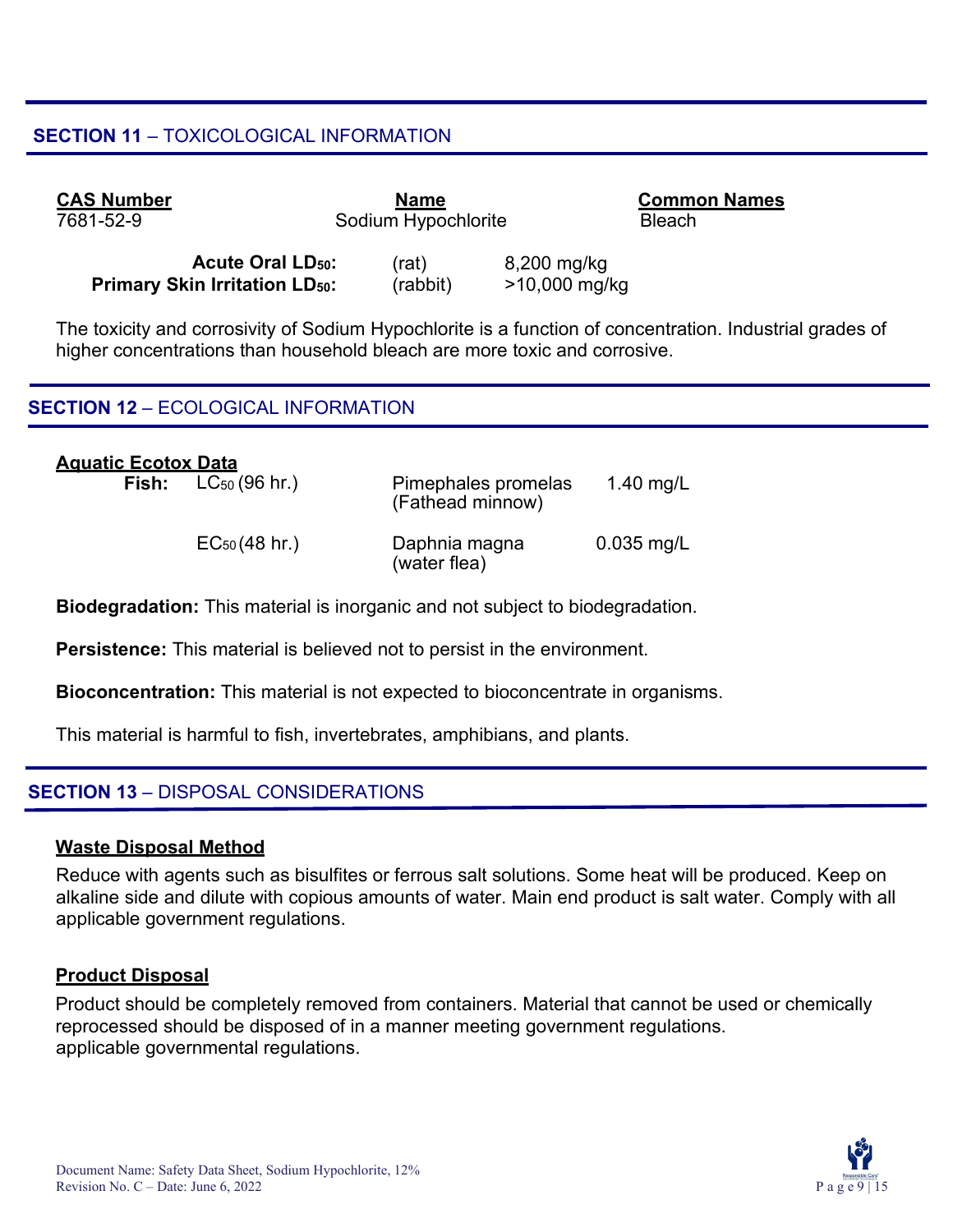## SECTION 11 – TOXICOLOGICAL INFORMATION

| CAS Number | Name | Common Names |
|---|---|---|
| 7681-52-9 | Sodium Hypochlorite | Bleach |

| | | |
|---|---|---|
| **Acute Oral $LD_{50}$:** | (rat) | 8,200 mg/kg |
| **Primary Skin Irritation $LD_{50}$:** | (rabbit) | >10,000 mg/kg |

The toxicity and corrosivity of Sodium Hypochlorite is a function of concentration. Industrial grades of higher concentrations than household bleach are more toxic and corrosive.

## SECTION 12 – ECOLOGICAL INFORMATION

**Aquatic Ecotox Data**

| | | | |
|---|---|---|---|
| **Fish:** | $LC_{50}$ (96 hr.) | Pimephales promelas (Fathead minnow) | 1.40 mg/L |
| | $EC_{50}$ (48 hr.) | Daphnia magna (water flea) | 0.035 mg/L |

**Biodegradation:** This material is inorganic and not subject to biodegradation.

**Persistence:** This material is believed not to persist in the environment.

**Bioconcentration:** This material is not expected to bioconcentrate in organisms.

This material is harmful to fish, invertebrates, amphibians, and plants.

## SECTION 13 – DISPOSAL CONSIDERATIONS

**Waste Disposal Method**

Reduce with agents such as bisulfites or ferrous salt solutions. Some heat will be produced. Keep on alkaline side and dilute with copious amounts of water. Main end product is salt water. Comply with all applicable government regulations.

**Product Disposal**

Product should be completely removed from containers. Material that cannot be used or chemically reprocessed should be disposed of in a manner meeting government regulations.
applicable governmental regulations.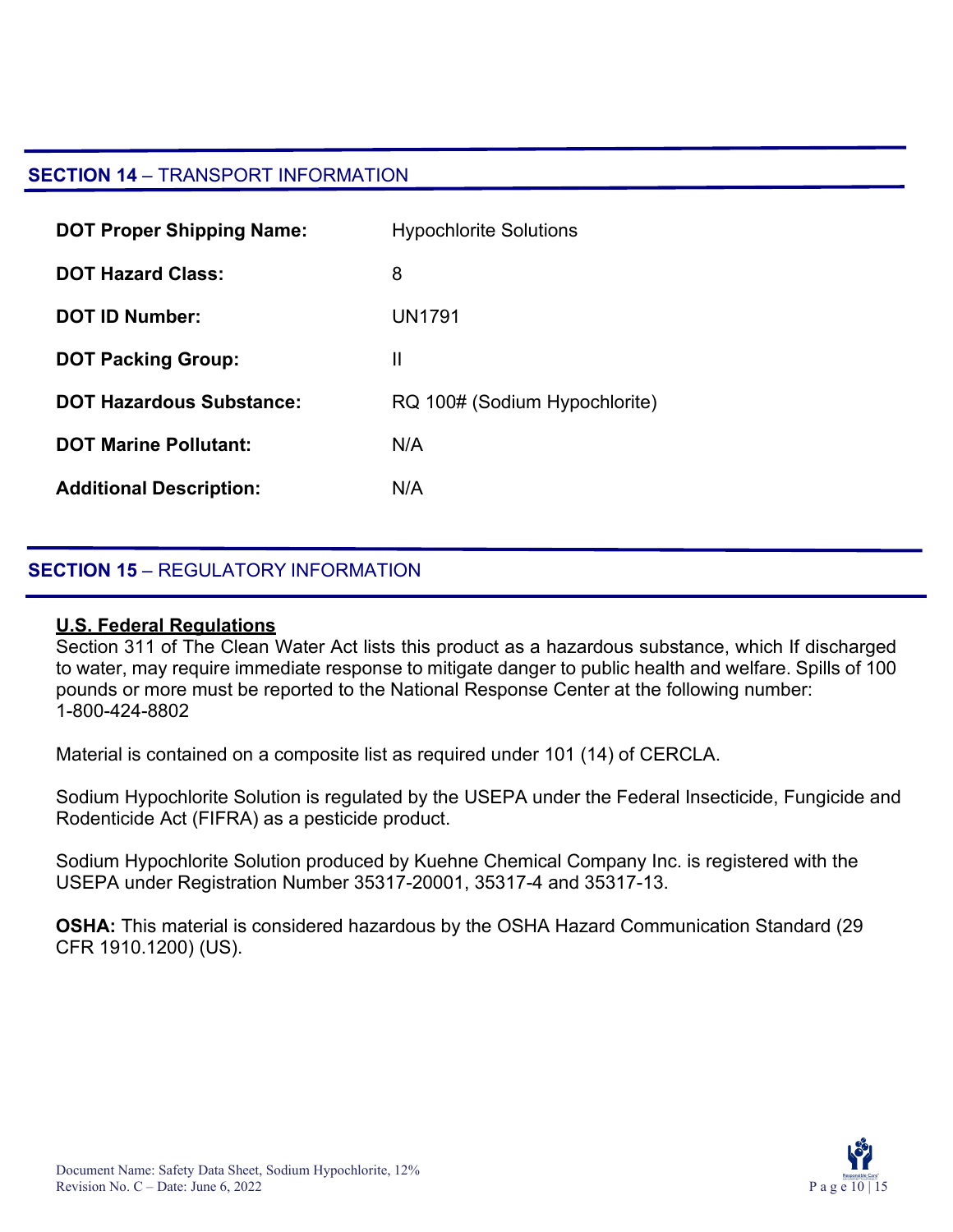## SECTION 14 – TRANSPORT INFORMATION

| | |
|---|---|
| **DOT Proper Shipping Name:** | Hypochlorite Solutions |
| **DOT Hazard Class:** | 8 |
| **DOT ID Number:** | UN1791 |
| **DOT Packing Group:** | II |
| **DOT Hazardous Substance:** | RQ 100# (Sodium Hypochlorite) |
| **DOT Marine Pollutant:** | N/A |
| **Additional Description:** | N/A |

## SECTION 15 – REGULATORY INFORMATION

**U.S. Federal Regulations**

Section 311 of The Clean Water Act lists this product as a hazardous substance, which If discharged to water, may require immediate response to mitigate danger to public health and welfare. Spills of 100 pounds or more must be reported to the National Response Center at the following number: 1-800-424-8802

Material is contained on a composite list as required under 101 (14) of CERCLA.

Sodium Hypochlorite Solution is regulated by the USEPA under the Federal Insecticide, Fungicide and Rodenticide Act (FIFRA) as a pesticide product.

Sodium Hypochlorite Solution produced by Kuehne Chemical Company Inc. is registered with the USEPA under Registration Number 35317-20001, 35317-4 and 35317-13.

**OSHA:** This material is considered hazardous by the OSHA Hazard Communication Standard (29 CFR 1910.1200) (US).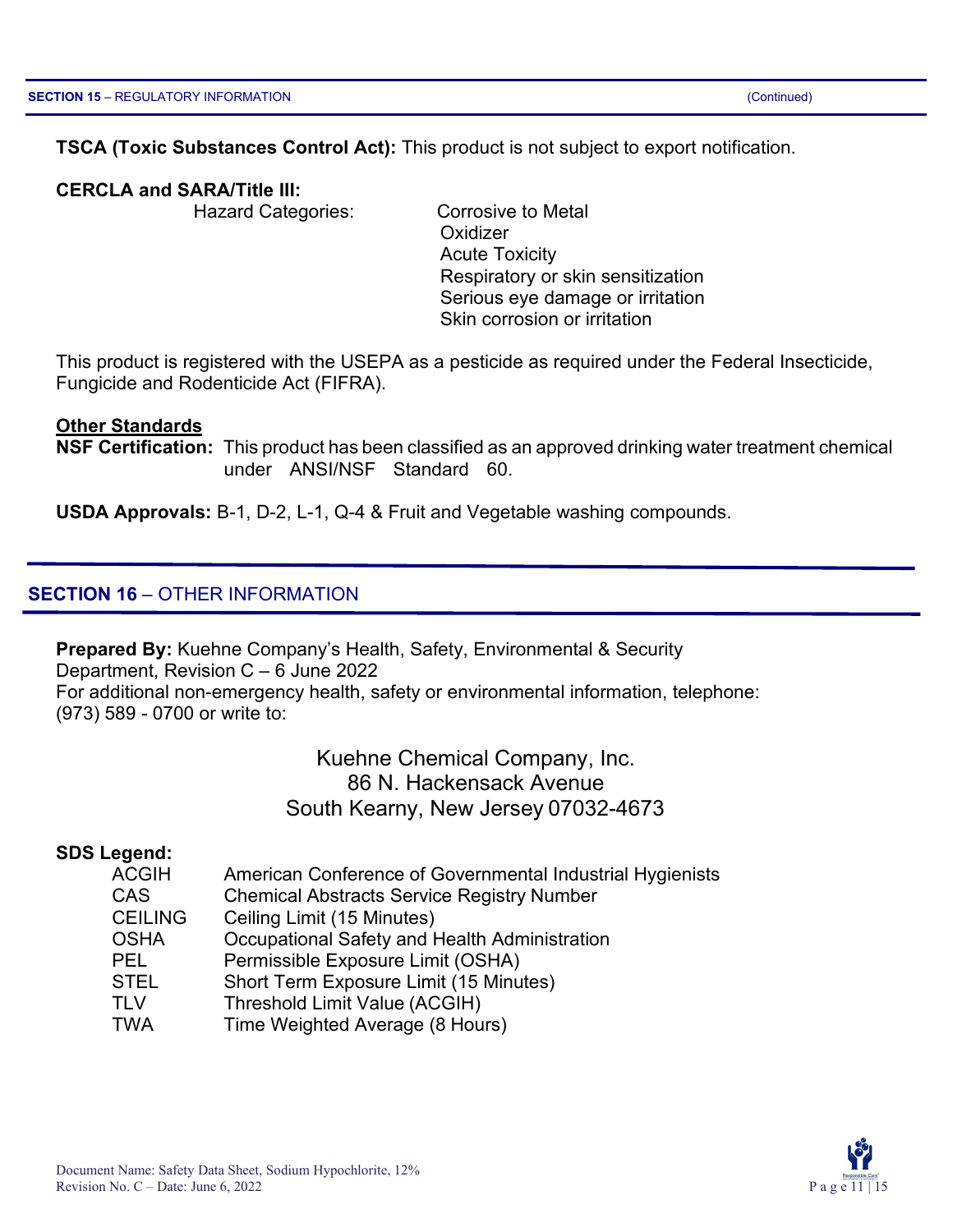**TSCA (Toxic Substances Control Act):** This product is not subject to export notification.

**CERCLA and SARA/Title III:**

Hazard Categories:
- Corrosive to Metal
- Oxidizer
- Acute Toxicity
- Respiratory or skin sensitization
- Serious eye damage or irritation
- Skin corrosion or irritation

This product is registered with the USEPA as a pesticide as required under the Federal Insecticide, Fungicide and Rodenticide Act (FIFRA).

**Other Standards**

**NSF Certification:** This product has been classified as an approved drinking water treatment chemical under ANSI/NSF Standard 60.

**USDA Approvals:** B-1, D-2, L-1, Q-4 & Fruit and Vegetable washing compounds.

## SECTION 16 – OTHER INFORMATION

**Prepared By:** Kuehne Company's Health, Safety, Environmental & Security Department, Revision C – 6 June 2022

For additional non-emergency health, safety or environmental information, telephone: (973) 589 - 0700 or write to:

Kuehne Chemical Company, Inc.
86 N. Hackensack Avenue
South Kearny, New Jersey 07032-4673

**SDS Legend:**

| | |
|---|---|
| ACGIH | American Conference of Governmental Industrial Hygienists |
| CAS | Chemical Abstracts Service Registry Number |
| CEILING | Ceiling Limit (15 Minutes) |
| OSHA | Occupational Safety and Health Administration |
| PEL | Permissible Exposure Limit (OSHA) |
| STEL | Short Term Exposure Limit (15 Minutes) |
| TLV | Threshold Limit Value (ACGIH) |
| TWA | Time Weighted Average (8 Hours) |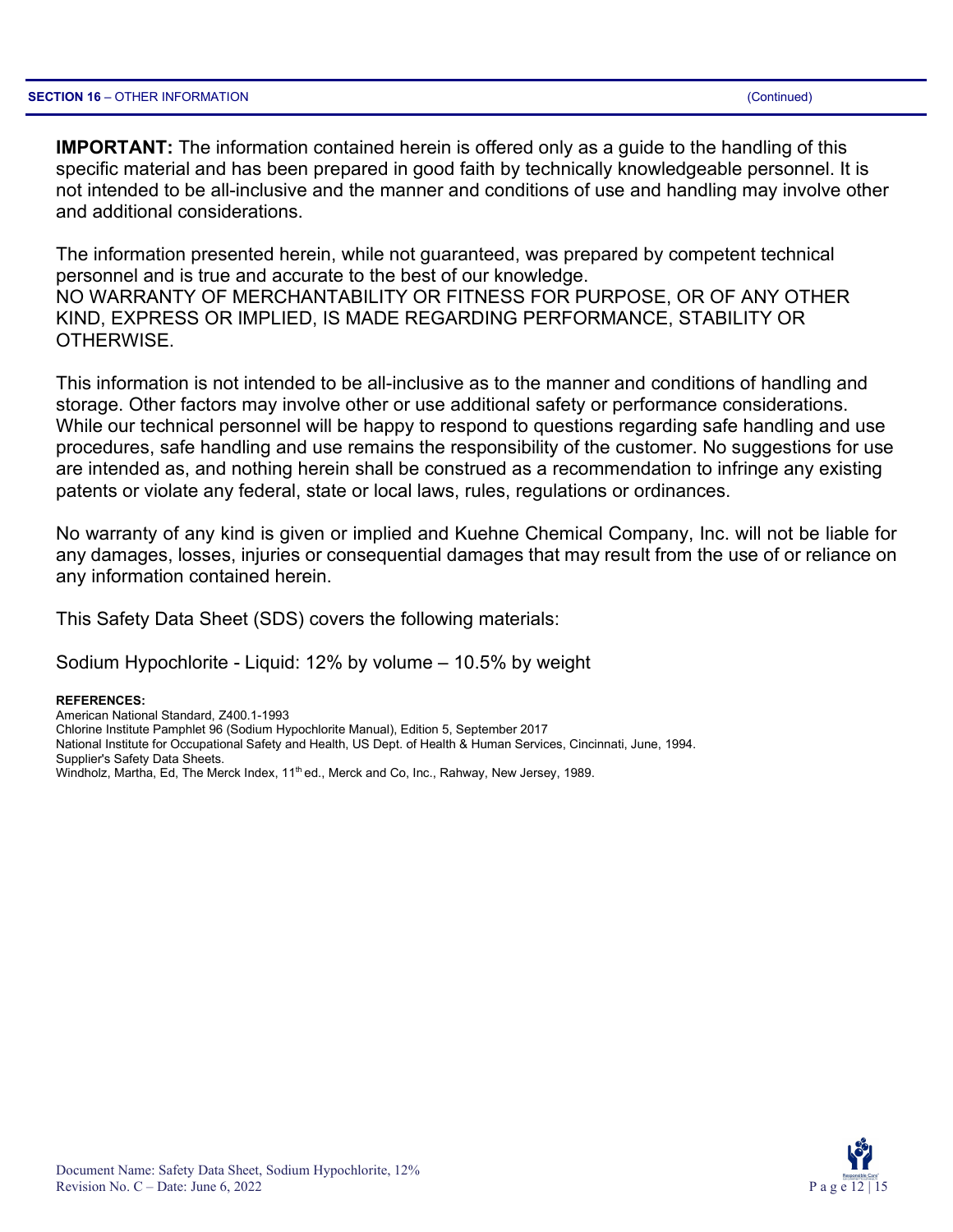**SECTION 16** – OTHER INFORMATION (Continued)

**IMPORTANT:** The information contained herein is offered only as a guide to the handling of this specific material and has been prepared in good faith by technically knowledgeable personnel. It is not intended to be all-inclusive and the manner and conditions of use and handling may involve other and additional considerations.

The information presented herein, while not guaranteed, was prepared by competent technical personnel and is true and accurate to the best of our knowledge.
NO WARRANTY OF MERCHANTABILITY OR FITNESS FOR PURPOSE, OR OF ANY OTHER KIND, EXPRESS OR IMPLIED, IS MADE REGARDING PERFORMANCE, STABILITY OR OTHERWISE.

This information is not intended to be all-inclusive as to the manner and conditions of handling and storage. Other factors may involve other or use additional safety or performance considerations. While our technical personnel will be happy to respond to questions regarding safe handling and use procedures, safe handling and use remains the responsibility of the customer. No suggestions for use are intended as, and nothing herein shall be construed as a recommendation to infringe any existing patents or violate any federal, state or local laws, rules, regulations or ordinances.

No warranty of any kind is given or implied and Kuehne Chemical Company, Inc. will not be liable for any damages, losses, injuries or consequential damages that may result from the use of or reliance on any information contained herein.

This Safety Data Sheet (SDS) covers the following materials:

Sodium Hypochlorite - Liquid: 12% by volume – 10.5% by weight

**REFERENCES:**

American National Standard, Z400.1-1993
Chlorine Institute Pamphlet 96 (Sodium Hypochlorite Manual), Edition 5, September 2017
National Institute for Occupational Safety and Health, US Dept. of Health & Human Services, Cincinnati, June, 1994.
Supplier's Safety Data Sheets.
Windholz, Martha, Ed, The Merck Index, 11th ed., Merck and Co, Inc., Rahway, New Jersey, 1989.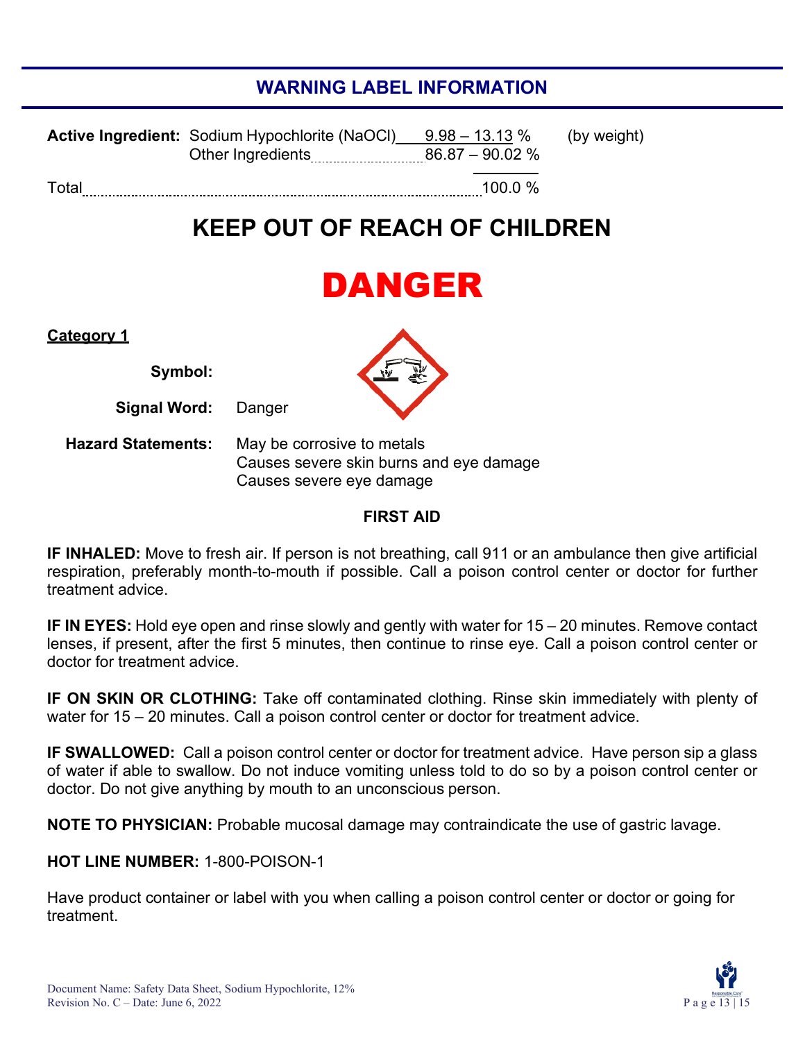## WARNING LABEL INFORMATION

| | | | |
|---|---|---|---|
| **Active Ingredient:** | Sodium Hypochlorite (NaOCl) | 9.98 – 13.13 % | (by weight) |
| | Other Ingredients | 86.87 – 90.02 % | |
| Total | | 100.0 % | |

# KEEP OUT OF REACH OF CHILDREN

# DANGER

**Category 1**

**Symbol:**

**Signal Word:** Danger

**Hazard Statements:** May be corrosive to metals
Causes severe skin burns and eye damage
Causes severe eye damage

**FIRST AID**

**IF INHALED:** Move to fresh air. If person is not breathing, call 911 or an ambulance then give artificial respiration, preferably month-to-mouth if possible. Call a poison control center or doctor for further treatment advice.

**IF IN EYES:** Hold eye open and rinse slowly and gently with water for 15 – 20 minutes. Remove contact lenses, if present, after the first 5 minutes, then continue to rinse eye. Call a poison control center or doctor for treatment advice.

**IF ON SKIN OR CLOTHING:** Take off contaminated clothing. Rinse skin immediately with plenty of water for 15 – 20 minutes. Call a poison control center or doctor for treatment advice.

**IF SWALLOWED:** Call a poison control center or doctor for treatment advice. Have person sip a glass of water if able to swallow. Do not induce vomiting unless told to do so by a poison control center or doctor. Do not give anything by mouth to an unconscious person.

**NOTE TO PHYSICIAN:** Probable mucosal damage may contraindicate the use of gastric lavage.

**HOT LINE NUMBER:** 1-800-POISON-1

Have product container or label with you when calling a poison control center or doctor or going for treatment.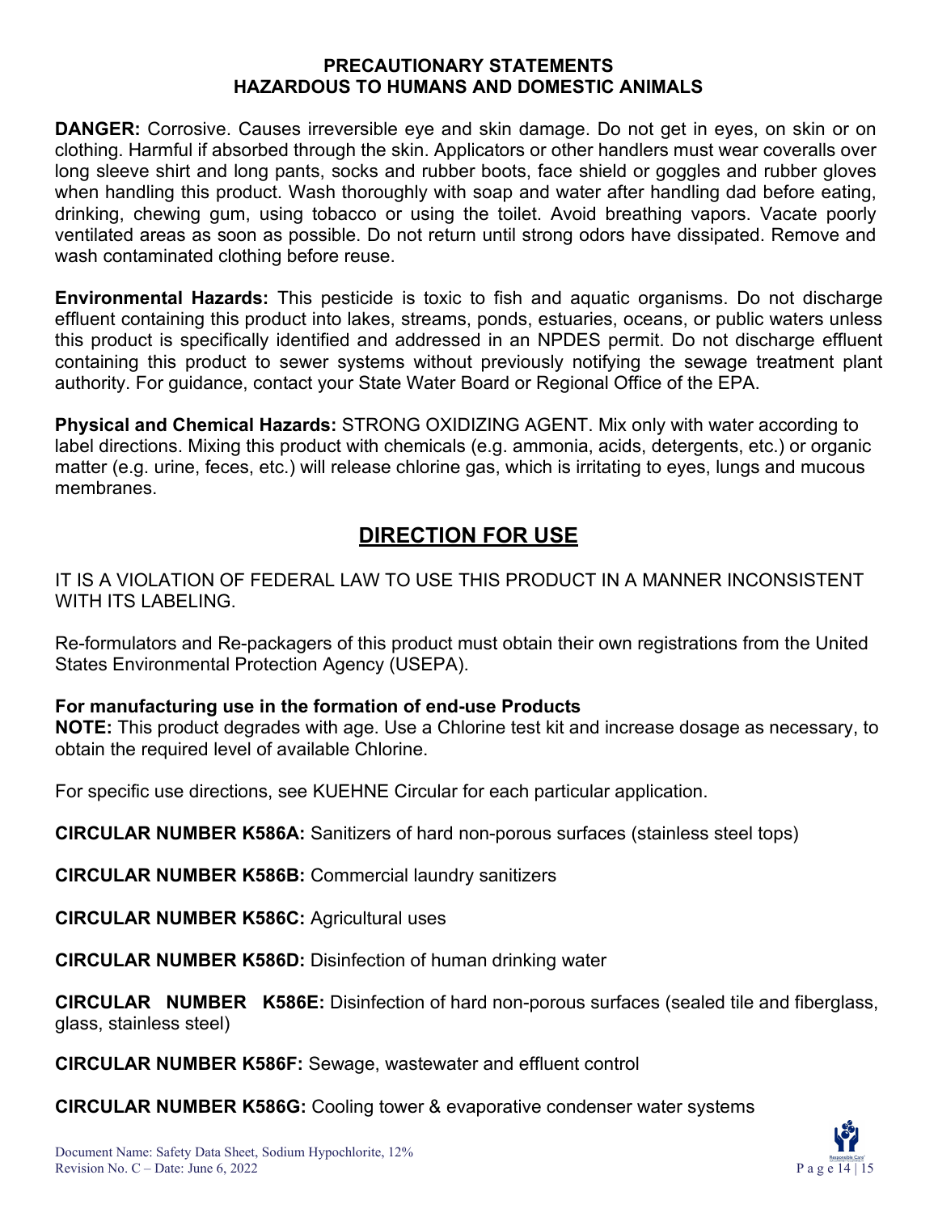**PRECAUTIONARY STATEMENTS**
**HAZARDOUS TO HUMANS AND DOMESTIC ANIMALS**

**DANGER:** Corrosive. Causes irreversible eye and skin damage. Do not get in eyes, on skin or on clothing. Harmful if absorbed through the skin. Applicators or other handlers must wear coveralls over long sleeve shirt and long pants, socks and rubber boots, face shield or goggles and rubber gloves when handling this product. Wash thoroughly with soap and water after handling dad before eating, drinking, chewing gum, using tobacco or using the toilet. Avoid breathing vapors. Vacate poorly ventilated areas as soon as possible. Do not return until strong odors have dissipated. Remove and wash contaminated clothing before reuse.

**Environmental Hazards:** This pesticide is toxic to fish and aquatic organisms. Do not discharge effluent containing this product into lakes, streams, ponds, estuaries, oceans, or public waters unless this product is specifically identified and addressed in an NPDES permit. Do not discharge effluent containing this product to sewer systems without previously notifying the sewage treatment plant authority. For guidance, contact your State Water Board or Regional Office of the EPA.

**Physical and Chemical Hazards:** STRONG OXIDIZING AGENT. Mix only with water according to label directions. Mixing this product with chemicals (e.g. ammonia, acids, detergents, etc.) or organic matter (e.g. urine, feces, etc.) will release chlorine gas, which is irritating to eyes, lungs and mucous membranes.

# DIRECTION FOR USE

IT IS A VIOLATION OF FEDERAL LAW TO USE THIS PRODUCT IN A MANNER INCONSISTENT WITH ITS LABELING.

Re-formulators and Re-packagers of this product must obtain their own registrations from the United States Environmental Protection Agency (USEPA).

**For manufacturing use in the formation of end-use Products**
**NOTE:** This product degrades with age. Use a Chlorine test kit and increase dosage as necessary, to obtain the required level of available Chlorine.

For specific use directions, see KUEHNE Circular for each particular application.

**CIRCULAR NUMBER K586A:** Sanitizers of hard non-porous surfaces (stainless steel tops)

**CIRCULAR NUMBER K586B:** Commercial laundry sanitizers

**CIRCULAR NUMBER K586C:** Agricultural uses

**CIRCULAR NUMBER K586D:** Disinfection of human drinking water

**CIRCULAR NUMBER K586E:** Disinfection of hard non-porous surfaces (sealed tile and fiberglass, glass, stainless steel)

**CIRCULAR NUMBER K586F:** Sewage, wastewater and effluent control

**CIRCULAR NUMBER K586G:** Cooling tower & evaporative condenser water systems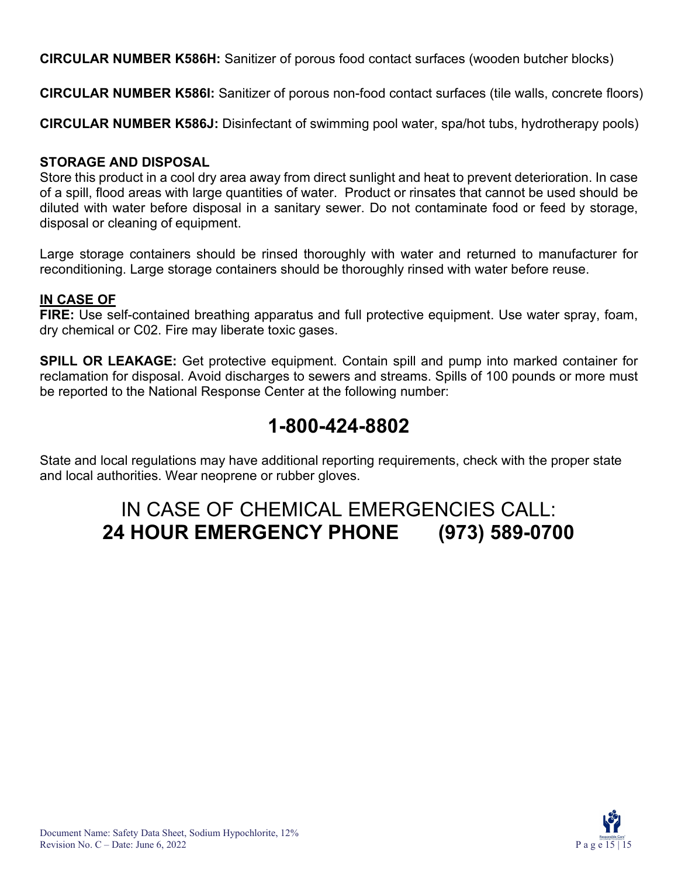**CIRCULAR NUMBER K586H:** Sanitizer of porous food contact surfaces (wooden butcher blocks)

**CIRCULAR NUMBER K586I:** Sanitizer of porous non-food contact surfaces (tile walls, concrete floors)

**CIRCULAR NUMBER K586J:** Disinfectant of swimming pool water, spa/hot tubs, hydrotherapy pools)

**STORAGE AND DISPOSAL**

Store this product in a cool dry area away from direct sunlight and heat to prevent deterioration. In case of a spill, flood areas with large quantities of water. Product or rinsates that cannot be used should be diluted with water before disposal in a sanitary sewer. Do not contaminate food or feed by storage, disposal or cleaning of equipment.

Large storage containers should be rinsed thoroughly with water and returned to manufacturer for reconditioning. Large storage containers should be thoroughly rinsed with water before reuse.

**IN CASE OF**

**FIRE:** Use self-contained breathing apparatus and full protective equipment. Use water spray, foam, dry chemical or C02. Fire may liberate toxic gases.

**SPILL OR LEAKAGE:** Get protective equipment. Contain spill and pump into marked container for reclamation for disposal. Avoid discharges to sewers and streams. Spills of 100 pounds or more must be reported to the National Response Center at the following number:

# 1-800-424-8802

State and local regulations may have additional reporting requirements, check with the proper state and local authorities. Wear neoprene or rubber gloves.

## IN CASE OF CHEMICAL EMERGENCIES CALL:
## **24 HOUR EMERGENCY PHONE (973) 589-0700**